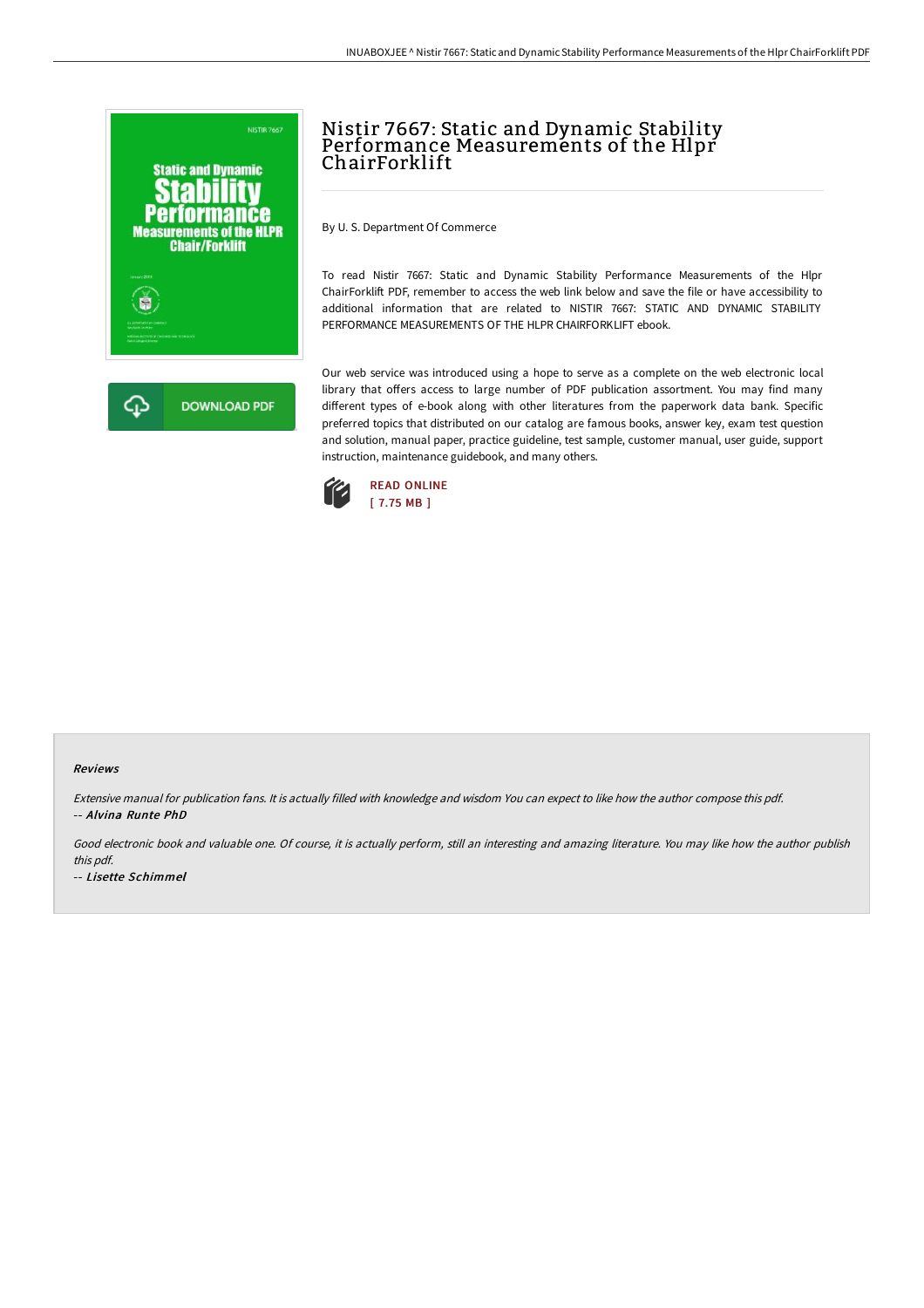# Nistir 7667: Static and Dynamic Stability Performance Measurements of the Hlpr ChairForklift

By U. S. Department Of Commerce

To read Nistir 7667: Static and Dynamic Stability Performance Measurements of the Hlpr ChairForklift PDF, remember to access the web link below and save the file or have accessibility to additional information that are related to NISTIR 7667: STATIC AND DYNAMIC STABILITY PERFORMANCE MEASUREMENTS OF THE HLPR CHAIRFORKLIFT ebook.

Our web service was introduced using a hope to serve as a complete on the web electronic local library that offers access to large number of PDF publication assortment. You may find many different types of e-book along with other literatures from the paperwork data bank. Specific preferred topics that distributed on our catalog are famous books, answer key, exam test question and solution, manual paper, practice guideline, test sample, customer manual, user guide, support instruction, maintenance guidebook, and many others.

DOWNLOAD PDF

READ ONLINE
[ 7.75 MB ]

#### Reviews

*Extensive manual for publication fans. It is actually filled with knowledge and wisdom You can expect to like how the author compose this pdf.*
-- ***Alvina Runte PhD***

*Good electronic book and valuable one. Of course, it is actually perform, still an interesting and amazing literature. You may like how the author publish this pdf.*
-- ***Lisette Schimmel***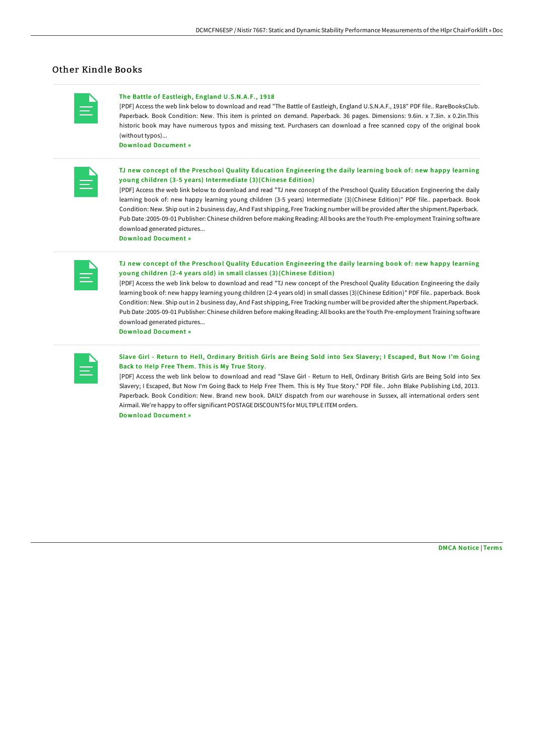## Other Kindle Books

### The Battle of Eastleigh, England U.S.N.A.F., 1918

[PDF] Access the web link below to download and read "The Battle of Eastleigh, England U.S.N.A.F., 1918" PDF file.. RareBooksClub. Paperback. Book Condition: New. This item is printed on demand. Paperback. 36 pages. Dimensions: 9.6in. x 7.3in. x 0.2in.This historic book may have numerous typos and missing text. Purchasers can download a free scanned copy of the original book (without typos)...

Download Document »

### TJ new concept of the Preschool Quality Education Engineering the daily learning book of: new happy learning young children (3-5 years) Intermediate (3)(Chinese Edition)

[PDF] Access the web link below to download and read "TJ new concept of the Preschool Quality Education Engineering the daily learning book of: new happy learning young children (3-5 years) Intermediate (3)(Chinese Edition)" PDF file.. paperback. Book Condition: New. Ship out in 2 business day, And Fast shipping, Free Tracking number will be provided after the shipment.Paperback. Pub Date :2005-09-01 Publisher: Chinese children before making Reading: All books are the Youth Pre-employment Training software download generated pictures...

Download Document »

### TJ new concept of the Preschool Quality Education Engineering the daily learning book of: new happy learning young children (2-4 years old) in small classes (3)(Chinese Edition)

[PDF] Access the web link below to download and read "TJ new concept of the Preschool Quality Education Engineering the daily learning book of: new happy learning young children (2-4 years old) in small classes (3)(Chinese Edition)" PDF file.. paperback. Book Condition: New. Ship out in 2 business day, And Fast shipping, Free Tracking number will be provided after the shipment.Paperback. Pub Date :2005-09-01 Publisher: Chinese children before making Reading: All books are the Youth Pre-employment Training software download generated pictures...

Download Document »

### Slave Girl - Return to Hell, Ordinary British Girls are Being Sold into Sex Slavery; I Escaped, But Now I'm Going Back to Help Free Them. This is My True Story.

[PDF] Access the web link below to download and read "Slave Girl - Return to Hell, Ordinary British Girls are Being Sold into Sex Slavery; I Escaped, But Now I'm Going Back to Help Free Them. This is My True Story." PDF file.. John Blake Publishing Ltd, 2013. Paperback. Book Condition: New. Brand new book. DAILY dispatch from our warehouse in Sussex, all international orders sent Airmail. We're happy to offer significant POSTAGE DISCOUNTS for MULTIPLE ITEM orders.

Download Document »

DMCA Notice | Terms